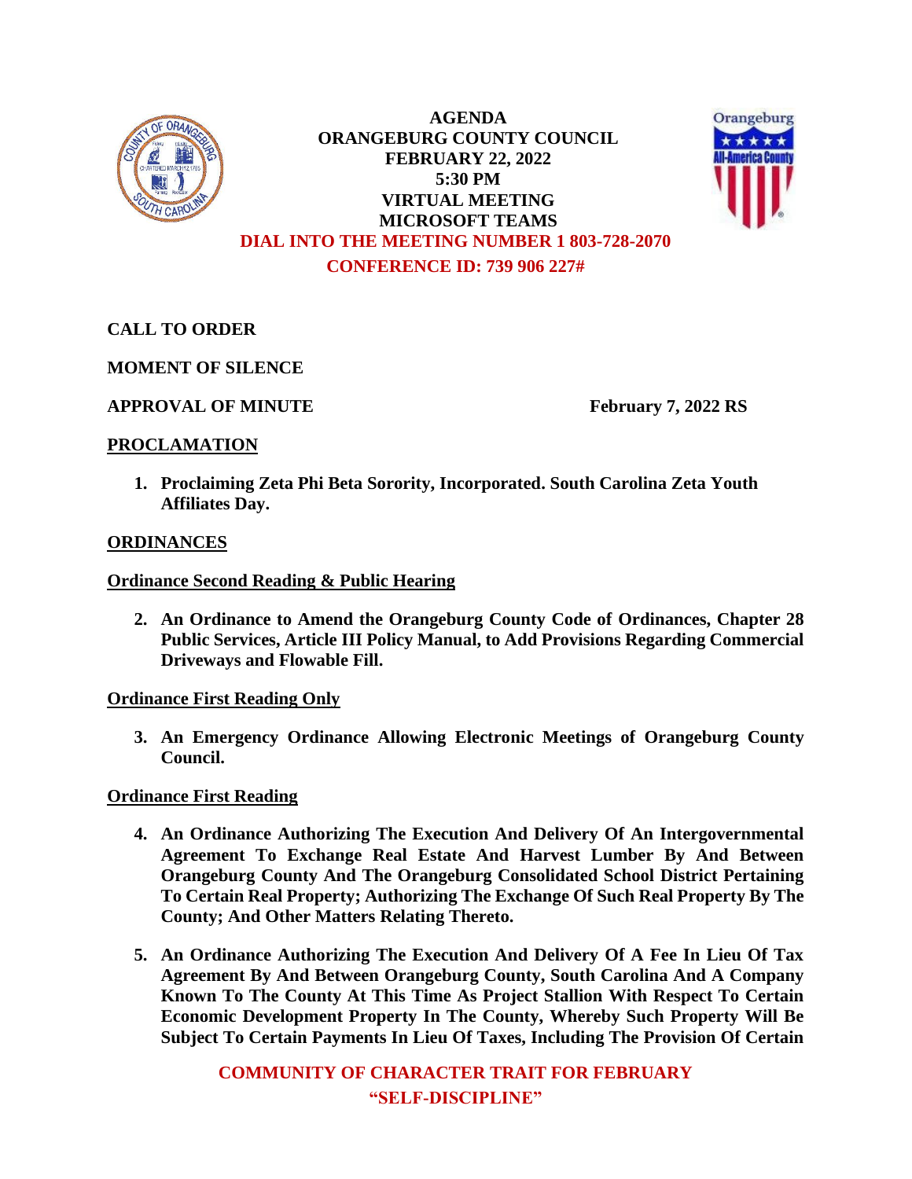# AGENDA
## ORANGEBURG COUNTY COUNCIL
## FEBRUARY 22, 2022
## 5:30 PM
## VIRTUAL MEETING
## MICROSOFT TEAMS

**DIAL INTO THE MEETING NUMBER 1 803-728-2070**

**CONFERENCE ID: 739 906 227#**

**CALL TO ORDER**

**MOMENT OF SILENCE**

**APPROVAL OF MINUTE** — **February 7, 2022 RS**

**PROCLAMATION**

1. **Proclaiming Zeta Phi Beta Sorority, Incorporated. South Carolina Zeta Youth Affiliates Day.**

**ORDINANCES**

**Ordinance Second Reading & Public Hearing**

2. **An Ordinance to Amend the Orangeburg County Code of Ordinances, Chapter 28 Public Services, Article III Policy Manual, to Add Provisions Regarding Commercial Driveways and Flowable Fill.**

**Ordinance First Reading Only**

3. **An Emergency Ordinance Allowing Electronic Meetings of Orangeburg County Council.**

**Ordinance First Reading**

4. **An Ordinance Authorizing The Execution And Delivery Of An Intergovernmental Agreement To Exchange Real Estate And Harvest Lumber By And Between Orangeburg County And The Orangeburg Consolidated School District Pertaining To Certain Real Property; Authorizing The Exchange Of Such Real Property By The County; And Other Matters Relating Thereto.**

5. **An Ordinance Authorizing The Execution And Delivery Of A Fee In Lieu Of Tax Agreement By And Between Orangeburg County, South Carolina And A Company Known To The County At This Time As Project Stallion With Respect To Certain Economic Development Property In The County, Whereby Such Property Will Be Subject To Certain Payments In Lieu Of Taxes, Including The Provision Of Certain**

**COMMUNITY OF CHARACTER TRAIT FOR FEBRUARY "SELF-DISCIPLINE"**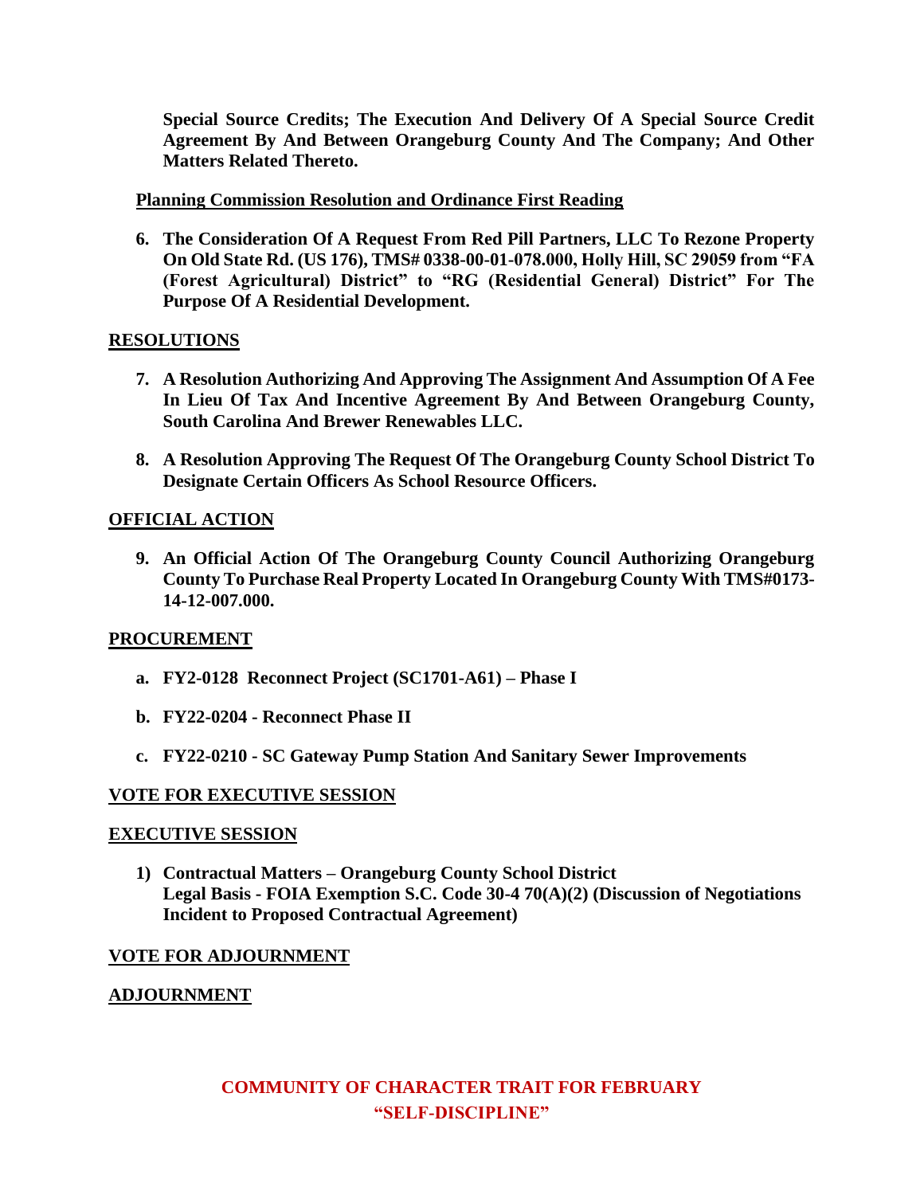**Special Source Credits; The Execution And Delivery Of A Special Source Credit Agreement By And Between Orangeburg County And The Company; And Other Matters Related Thereto.**

**Planning Commission Resolution and Ordinance First Reading**

6. **The Consideration Of A Request From Red Pill Partners, LLC To Rezone Property On Old State Rd. (US 176), TMS# 0338-00-01-078.000, Holly Hill, SC 29059 from "FA (Forest Agricultural) District" to "RG (Residential General) District" For The Purpose Of A Residential Development.**

## RESOLUTIONS

7. **A Resolution Authorizing And Approving The Assignment And Assumption Of A Fee In Lieu Of Tax And Incentive Agreement By And Between Orangeburg County, South Carolina And Brewer Renewables LLC.**

8. **A Resolution Approving The Request Of The Orangeburg County School District To Designate Certain Officers As School Resource Officers.**

## OFFICIAL ACTION

9. **An Official Action Of The Orangeburg County Council Authorizing Orangeburg County To Purchase Real Property Located In Orangeburg County With TMS#0173-14-12-007.000.**

## PROCUREMENT

a. **FY2-0128 Reconnect Project (SC1701-A61) – Phase I**

b. **FY22-0204 - Reconnect Phase II**

c. **FY22-0210 - SC Gateway Pump Station And Sanitary Sewer Improvements**

## VOTE FOR EXECUTIVE SESSION

## EXECUTIVE SESSION

1) **Contractual Matters – Orangeburg County School District**
   **Legal Basis - FOIA Exemption S.C. Code 30-4 70(A)(2) (Discussion of Negotiations Incident to Proposed Contractual Agreement)**

## VOTE FOR ADJOURNMENT

## ADJOURNMENT

**COMMUNITY OF CHARACTER TRAIT FOR FEBRUARY**
**"SELF-DISCIPLINE"**